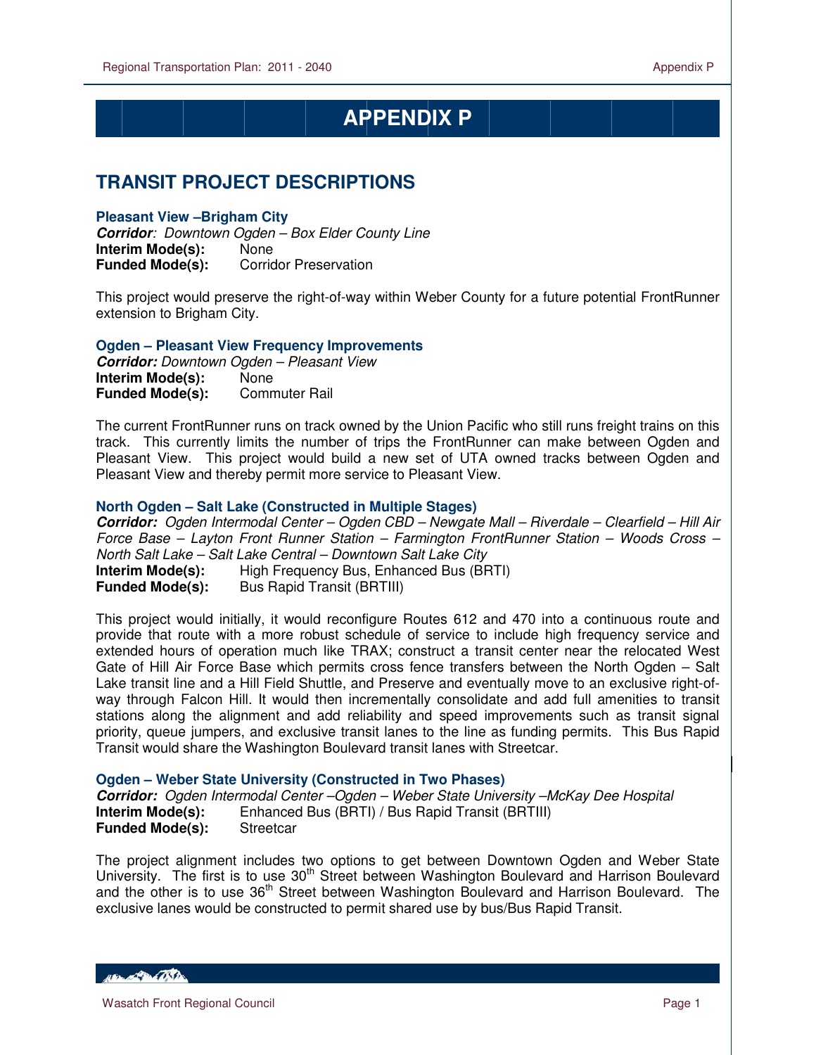# APPENDIX P

## TRANSIT PROJECT DESCRIPTIONS

### Pleasant View –Brigham City

***Corridor**: Downtown Ogden – Box Elder County Line*
**Interim Mode(s):** None
**Funded Mode(s):** Corridor Preservation

This project would preserve the right-of-way within Weber County for a future potential FrontRunner extension to Brigham City.

### Ogden – Pleasant View Frequency Improvements

***Corridor:** Downtown Ogden – Pleasant View*
**Interim Mode(s):** None
**Funded Mode(s):** Commuter Rail

The current FrontRunner runs on track owned by the Union Pacific who still runs freight trains on this track. This currently limits the number of trips the FrontRunner can make between Ogden and Pleasant View. This project would build a new set of UTA owned tracks between Ogden and Pleasant View and thereby permit more service to Pleasant View.

### North Ogden – Salt Lake (Constructed in Multiple Stages)

***Corridor:** Ogden Intermodal Center – Ogden CBD – Newgate Mall – Riverdale – Clearfield – Hill Air Force Base – Layton Front Runner Station – Farmington FrontRunner Station – Woods Cross – North Salt Lake – Salt Lake Central – Downtown Salt Lake City*
**Interim Mode(s):** High Frequency Bus, Enhanced Bus (BRTI)
**Funded Mode(s):** Bus Rapid Transit (BRTIII)

This project would initially, it would reconfigure Routes 612 and 470 into a continuous route and provide that route with a more robust schedule of service to include high frequency service and extended hours of operation much like TRAX; construct a transit center near the relocated West Gate of Hill Air Force Base which permits cross fence transfers between the North Ogden – Salt Lake transit line and a Hill Field Shuttle, and Preserve and eventually move to an exclusive right-of-way through Falcon Hill. It would then incrementally consolidate and add full amenities to transit stations along the alignment and add reliability and speed improvements such as transit signal priority, queue jumpers, and exclusive transit lanes to the line as funding permits. This Bus Rapid Transit would share the Washington Boulevard transit lanes with Streetcar.

### Ogden – Weber State University (Constructed in Two Phases)

***Corridor:** Ogden Intermodal Center –Ogden – Weber State University –McKay Dee Hospital*
**Interim Mode(s):** Enhanced Bus (BRTI) / Bus Rapid Transit (BRTIII)
**Funded Mode(s):** Streetcar

The project alignment includes two options to get between Downtown Ogden and Weber State University. The first is to use 30th Street between Washington Boulevard and Harrison Boulevard and the other is to use 36th Street between Washington Boulevard and Harrison Boulevard. The exclusive lanes would be constructed to permit shared use by bus/Bus Rapid Transit.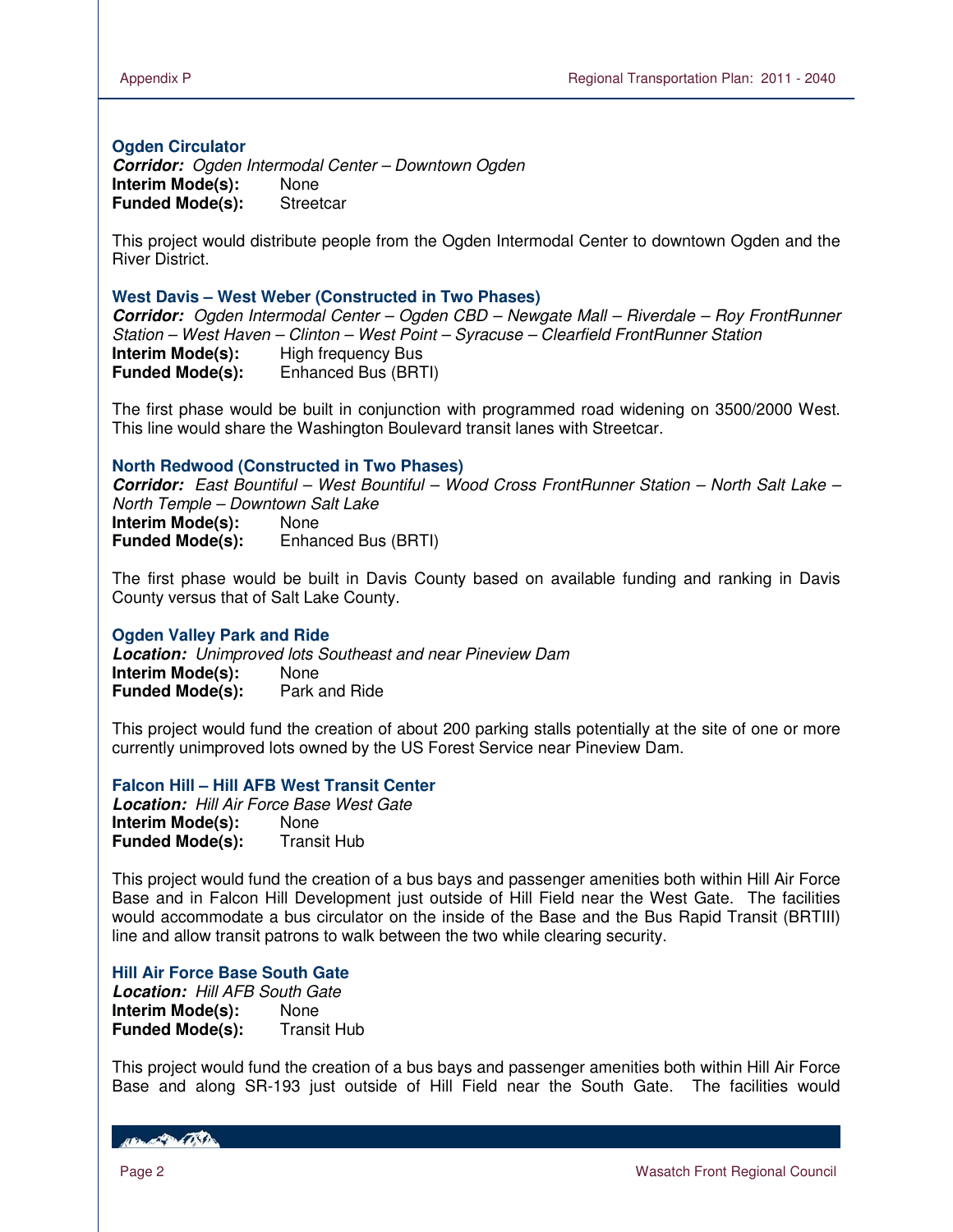### Ogden Circulator

***Corridor:*** *Ogden Intermodal Center – Downtown Ogden*
**Interim Mode(s):** None
**Funded Mode(s):** Streetcar

This project would distribute people from the Ogden Intermodal Center to downtown Ogden and the River District.

### West Davis – West Weber (Constructed in Two Phases)

***Corridor:*** *Ogden Intermodal Center – Ogden CBD – Newgate Mall – Riverdale – Roy FrontRunner Station – West Haven – Clinton – West Point – Syracuse – Clearfield FrontRunner Station*
**Interim Mode(s):** High frequency Bus
**Funded Mode(s):** Enhanced Bus (BRTI)

The first phase would be built in conjunction with programmed road widening on 3500/2000 West. This line would share the Washington Boulevard transit lanes with Streetcar.

### North Redwood (Constructed in Two Phases)

***Corridor:*** *East Bountiful – West Bountiful – Wood Cross FrontRunner Station – North Salt Lake – North Temple – Downtown Salt Lake*
**Interim Mode(s):** None
**Funded Mode(s):** Enhanced Bus (BRTI)

The first phase would be built in Davis County based on available funding and ranking in Davis County versus that of Salt Lake County.

### Ogden Valley Park and Ride

***Location:*** *Unimproved lots Southeast and near Pineview Dam*
**Interim Mode(s):** None
**Funded Mode(s):** Park and Ride

This project would fund the creation of about 200 parking stalls potentially at the site of one or more currently unimproved lots owned by the US Forest Service near Pineview Dam.

### Falcon Hill – Hill AFB West Transit Center

***Location:*** *Hill Air Force Base West Gate*
**Interim Mode(s):** None
**Funded Mode(s):** Transit Hub

This project would fund the creation of a bus bays and passenger amenities both within Hill Air Force Base and in Falcon Hill Development just outside of Hill Field near the West Gate. The facilities would accommodate a bus circulator on the inside of the Base and the Bus Rapid Transit (BRTIII) line and allow transit patrons to walk between the two while clearing security.

### Hill Air Force Base South Gate

***Location:*** *Hill AFB South Gate*
**Interim Mode(s):** None
**Funded Mode(s):** Transit Hub

This project would fund the creation of a bus bays and passenger amenities both within Hill Air Force Base and along SR-193 just outside of Hill Field near the South Gate. The facilities would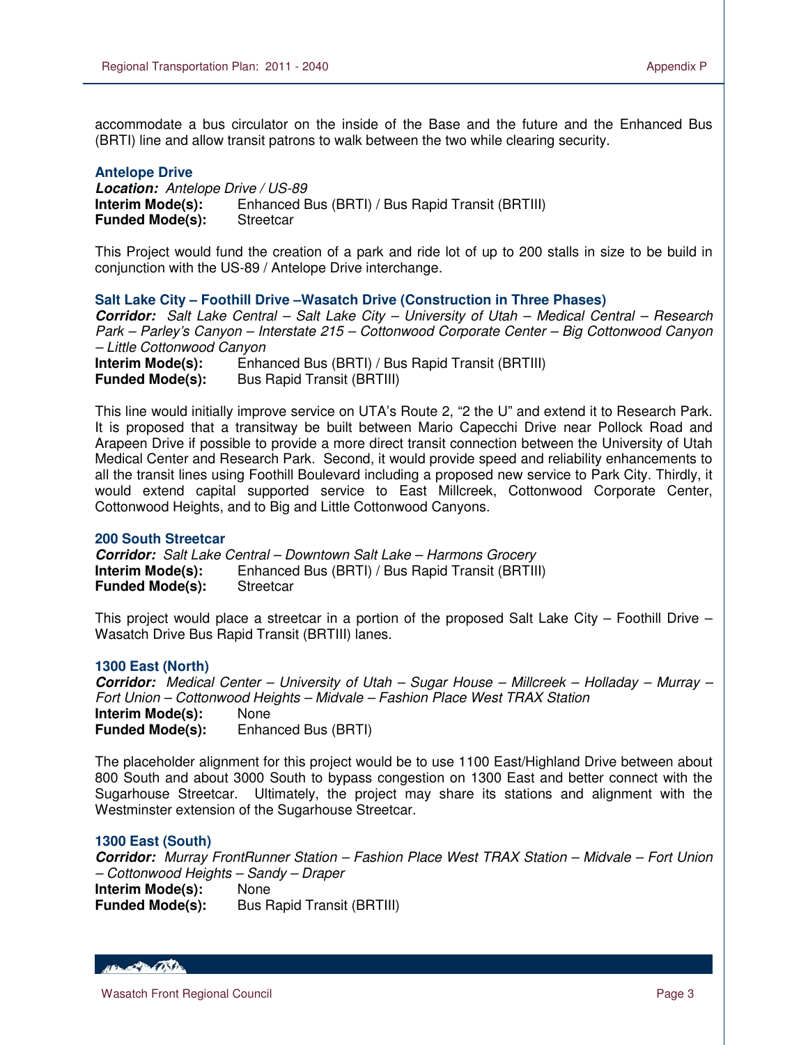accommodate a bus circulator on the inside of the Base and the future and the Enhanced Bus (BRTI) line and allow transit patrons to walk between the two while clearing security.

### Antelope Drive

***Location:*** *Antelope Drive / US-89*
**Interim Mode(s):** Enhanced Bus (BRTI) / Bus Rapid Transit (BRTIII)
**Funded Mode(s):** Streetcar

This Project would fund the creation of a park and ride lot of up to 200 stalls in size to be build in conjunction with the US-89 / Antelope Drive interchange.

### Salt Lake City – Foothill Drive –Wasatch Drive (Construction in Three Phases)

***Corridor:*** *Salt Lake Central – Salt Lake City – University of Utah – Medical Central – Research Park – Parley's Canyon – Interstate 215 – Cottonwood Corporate Center – Big Cottonwood Canyon – Little Cottonwood Canyon*
**Interim Mode(s):** Enhanced Bus (BRTI) / Bus Rapid Transit (BRTIII)
**Funded Mode(s):** Bus Rapid Transit (BRTIII)

This line would initially improve service on UTA's Route 2, "2 the U" and extend it to Research Park. It is proposed that a transitway be built between Mario Capecchi Drive near Pollock Road and Arapeen Drive if possible to provide a more direct transit connection between the University of Utah Medical Center and Research Park. Second, it would provide speed and reliability enhancements to all the transit lines using Foothill Boulevard including a proposed new service to Park City. Thirdly, it would extend capital supported service to East Millcreek, Cottonwood Corporate Center, Cottonwood Heights, and to Big and Little Cottonwood Canyons.

### 200 South Streetcar

***Corridor:*** *Salt Lake Central – Downtown Salt Lake – Harmons Grocery*
**Interim Mode(s):** Enhanced Bus (BRTI) / Bus Rapid Transit (BRTIII)
**Funded Mode(s):** Streetcar

This project would place a streetcar in a portion of the proposed Salt Lake City – Foothill Drive – Wasatch Drive Bus Rapid Transit (BRTIII) lanes.

### 1300 East (North)

***Corridor:*** *Medical Center – University of Utah – Sugar House – Millcreek – Holladay – Murray – Fort Union – Cottonwood Heights – Midvale – Fashion Place West TRAX Station*
**Interim Mode(s):** None
**Funded Mode(s):** Enhanced Bus (BRTI)

The placeholder alignment for this project would be to use 1100 East/Highland Drive between about 800 South and about 3000 South to bypass congestion on 1300 East and better connect with the Sugarhouse Streetcar. Ultimately, the project may share its stations and alignment with the Westminster extension of the Sugarhouse Streetcar.

### 1300 East (South)

***Corridor:*** *Murray FrontRunner Station – Fashion Place West TRAX Station – Midvale – Fort Union – Cottonwood Heights – Sandy – Draper*
**Interim Mode(s):** None
**Funded Mode(s):** Bus Rapid Transit (BRTIII)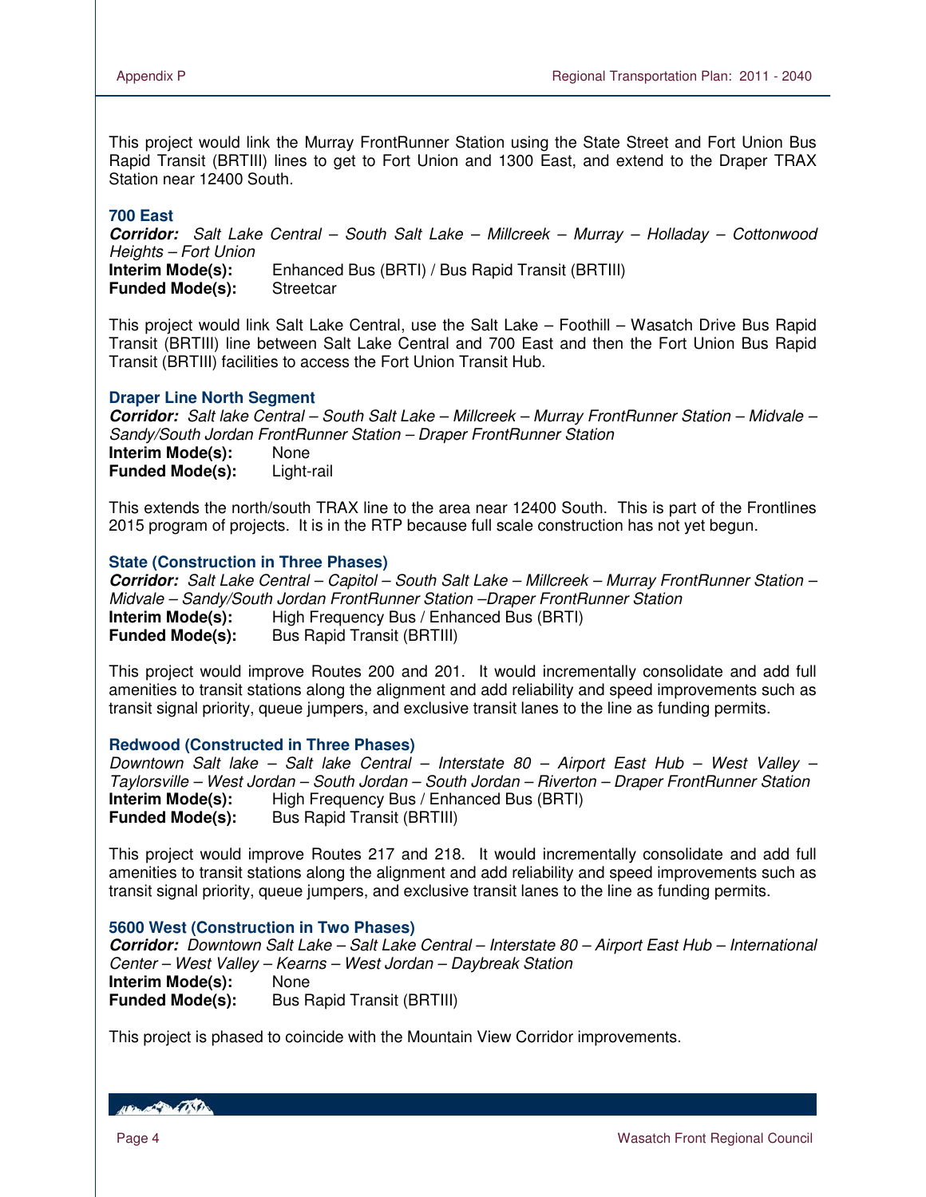This project would link the Murray FrontRunner Station using the State Street and Fort Union Bus Rapid Transit (BRTIII) lines to get to Fort Union and 1300 East, and extend to the Draper TRAX Station near 12400 South.

### 700 East

***Corridor:*** *Salt Lake Central – South Salt Lake – Millcreek – Murray – Holladay – Cottonwood Heights – Fort Union*
**Interim Mode(s):** Enhanced Bus (BRTI) / Bus Rapid Transit (BRTIII)
**Funded Mode(s):** Streetcar

This project would link Salt Lake Central, use the Salt Lake – Foothill – Wasatch Drive Bus Rapid Transit (BRTIII) line between Salt Lake Central and 700 East and then the Fort Union Bus Rapid Transit (BRTIII) facilities to access the Fort Union Transit Hub.

### Draper Line North Segment

***Corridor:*** *Salt lake Central – South Salt Lake – Millcreek – Murray FrontRunner Station – Midvale – Sandy/South Jordan FrontRunner Station – Draper FrontRunner Station*
**Interim Mode(s):** None
**Funded Mode(s):** Light-rail

This extends the north/south TRAX line to the area near 12400 South. This is part of the Frontlines 2015 program of projects. It is in the RTP because full scale construction has not yet begun.

### State (Construction in Three Phases)

***Corridor:*** *Salt Lake Central – Capitol – South Salt Lake – Millcreek – Murray FrontRunner Station – Midvale – Sandy/South Jordan FrontRunner Station –Draper FrontRunner Station*
**Interim Mode(s):** High Frequency Bus / Enhanced Bus (BRTI)
**Funded Mode(s):** Bus Rapid Transit (BRTIII)

This project would improve Routes 200 and 201. It would incrementally consolidate and add full amenities to transit stations along the alignment and add reliability and speed improvements such as transit signal priority, queue jumpers, and exclusive transit lanes to the line as funding permits.

### Redwood (Constructed in Three Phases)

*Downtown Salt lake – Salt lake Central – Interstate 80 – Airport East Hub – West Valley – Taylorsville – West Jordan – South Jordan – South Jordan – Riverton – Draper FrontRunner Station*
**Interim Mode(s):** High Frequency Bus / Enhanced Bus (BRTI)
**Funded Mode(s):** Bus Rapid Transit (BRTIII)

This project would improve Routes 217 and 218. It would incrementally consolidate and add full amenities to transit stations along the alignment and add reliability and speed improvements such as transit signal priority, queue jumpers, and exclusive transit lanes to the line as funding permits.

### 5600 West (Construction in Two Phases)

***Corridor:*** *Downtown Salt Lake – Salt Lake Central – Interstate 80 – Airport East Hub – International Center – West Valley – Kearns – West Jordan – Daybreak Station*
**Interim Mode(s):** None
**Funded Mode(s):** Bus Rapid Transit (BRTIII)

This project is phased to coincide with the Mountain View Corridor improvements.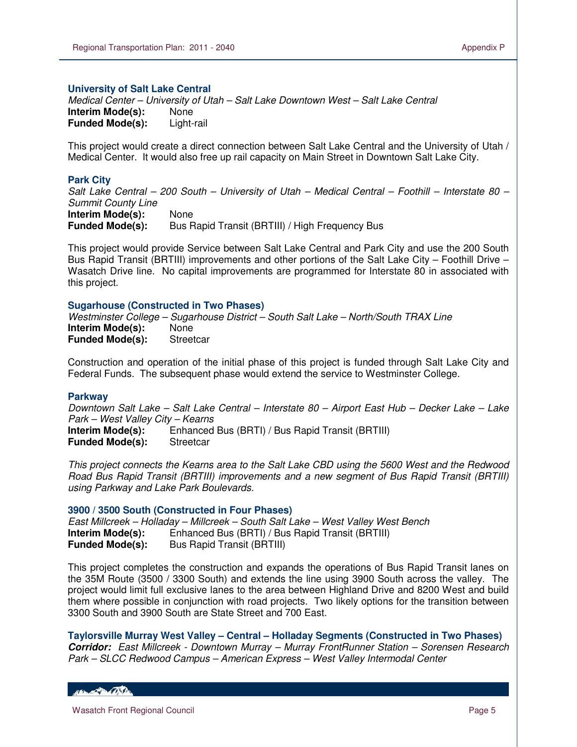### University of Salt Lake Central

*Medical Center – University of Utah – Salt Lake Downtown West – Salt Lake Central*
**Interim Mode(s):** None
**Funded Mode(s):** Light-rail

This project would create a direct connection between Salt Lake Central and the University of Utah / Medical Center. It would also free up rail capacity on Main Street in Downtown Salt Lake City.

### Park City

*Salt Lake Central – 200 South – University of Utah – Medical Central – Foothill – Interstate 80 – Summit County Line*
**Interim Mode(s):** None
**Funded Mode(s):** Bus Rapid Transit (BRTIII) / High Frequency Bus

This project would provide Service between Salt Lake Central and Park City and use the 200 South Bus Rapid Transit (BRTIII) improvements and other portions of the Salt Lake City – Foothill Drive – Wasatch Drive line. No capital improvements are programmed for Interstate 80 in associated with this project.

### Sugarhouse (Constructed in Two Phases)

*Westminster College – Sugarhouse District – South Salt Lake – North/South TRAX Line*
**Interim Mode(s):** None
**Funded Mode(s):** Streetcar

Construction and operation of the initial phase of this project is funded through Salt Lake City and Federal Funds. The subsequent phase would extend the service to Westminster College.

### Parkway

*Downtown Salt Lake – Salt Lake Central – Interstate 80 – Airport East Hub – Decker Lake – Lake Park – West Valley City – Kearns*
**Interim Mode(s):** Enhanced Bus (BRTI) / Bus Rapid Transit (BRTIII)
**Funded Mode(s):** Streetcar

*This project connects the Kearns area to the Salt Lake CBD using the 5600 West and the Redwood Road Bus Rapid Transit (BRTIII) improvements and a new segment of Bus Rapid Transit (BRTIII) using Parkway and Lake Park Boulevards.*

### 3900 / 3500 South (Constructed in Four Phases)

*East Millcreek – Holladay – Millcreek – South Salt Lake – West Valley West Bench*
**Interim Mode(s):** Enhanced Bus (BRTI) / Bus Rapid Transit (BRTIII)
**Funded Mode(s):** Bus Rapid Transit (BRTIII)

This project completes the construction and expands the operations of Bus Rapid Transit lanes on the 35M Route (3500 / 3300 South) and extends the line using 3900 South across the valley. The project would limit full exclusive lanes to the area between Highland Drive and 8200 West and build them where possible in conjunction with road projects. Two likely options for the transition between 3300 South and 3900 South are State Street and 700 East.

### Taylorsville Murray West Valley – Central – Holladay Segments (Constructed in Two Phases)

***Corridor:*** *East Millcreek - Downtown Murray – Murray FrontRunner Station – Sorensen Research Park – SLCC Redwood Campus – American Express – West Valley Intermodal Center*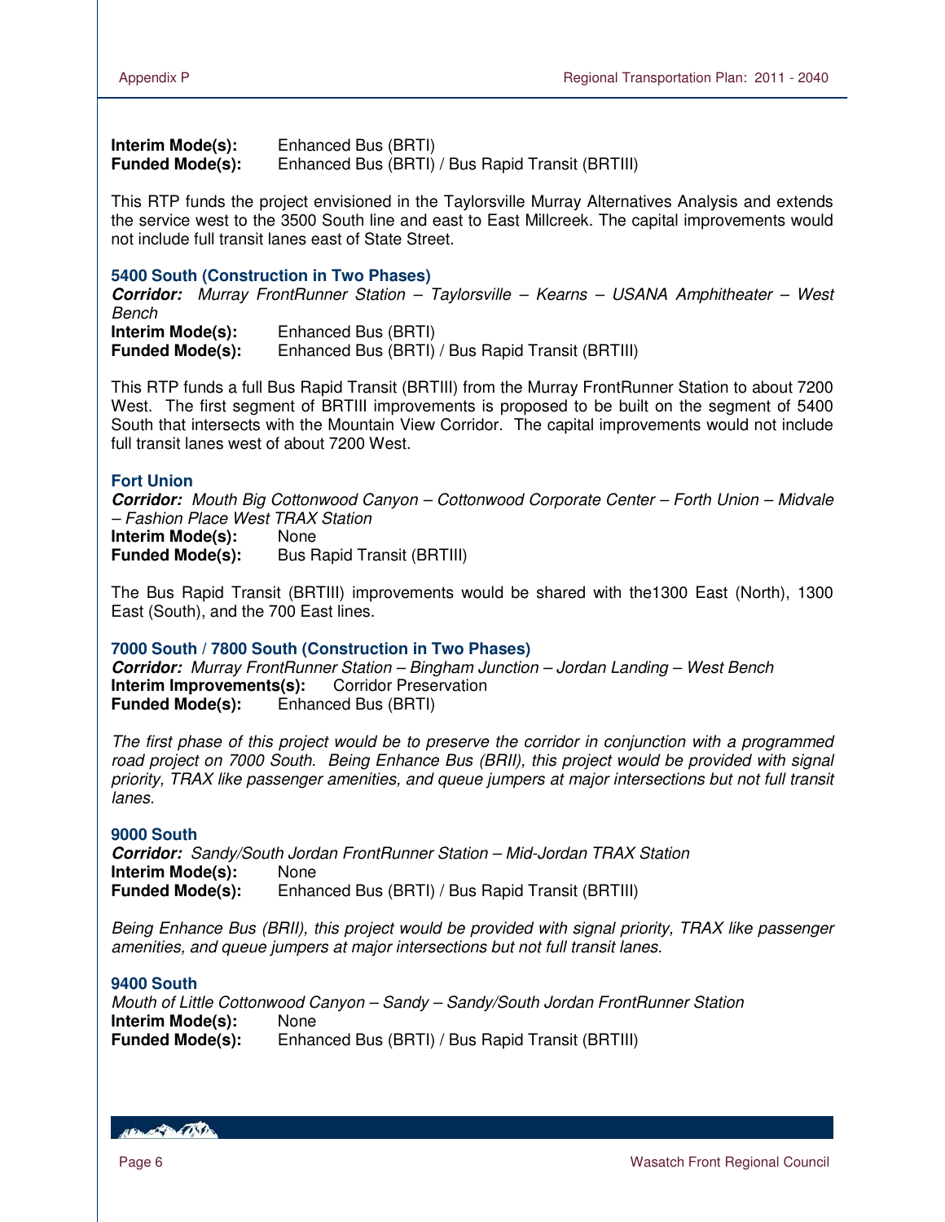**Interim Mode(s):** Enhanced Bus (BRTI)
**Funded Mode(s):** Enhanced Bus (BRTI) / Bus Rapid Transit (BRTIII)

This RTP funds the project envisioned in the Taylorsville Murray Alternatives Analysis and extends the service west to the 3500 South line and east to East Millcreek. The capital improvements would not include full transit lanes east of State Street.

### 5400 South (Construction in Two Phases)

***Corridor:*** *Murray FrontRunner Station – Taylorsville – Kearns – USANA Amphitheater – West Bench*
**Interim Mode(s):** Enhanced Bus (BRTI)
**Funded Mode(s):** Enhanced Bus (BRTI) / Bus Rapid Transit (BRTIII)

This RTP funds a full Bus Rapid Transit (BRTIII) from the Murray FrontRunner Station to about 7200 West. The first segment of BRTIII improvements is proposed to be built on the segment of 5400 South that intersects with the Mountain View Corridor. The capital improvements would not include full transit lanes west of about 7200 West.

### Fort Union

***Corridor:*** *Mouth Big Cottonwood Canyon – Cottonwood Corporate Center – Forth Union – Midvale – Fashion Place West TRAX Station*
**Interim Mode(s):** None
**Funded Mode(s):** Bus Rapid Transit (BRTIII)

The Bus Rapid Transit (BRTIII) improvements would be shared with the1300 East (North), 1300 East (South), and the 700 East lines.

### 7000 South / 7800 South (Construction in Two Phases)

***Corridor:*** *Murray FrontRunner Station – Bingham Junction – Jordan Landing – West Bench*
**Interim Improvements(s):** Corridor Preservation
**Funded Mode(s):** Enhanced Bus (BRTI)

*The first phase of this project would be to preserve the corridor in conjunction with a programmed road project on 7000 South. Being Enhance Bus (BRII), this project would be provided with signal priority, TRAX like passenger amenities, and queue jumpers at major intersections but not full transit lanes.*

### 9000 South

***Corridor:*** *Sandy/South Jordan FrontRunner Station – Mid-Jordan TRAX Station*
**Interim Mode(s):** None
**Funded Mode(s):** Enhanced Bus (BRTI) / Bus Rapid Transit (BRTIII)

*Being Enhance Bus (BRII), this project would be provided with signal priority, TRAX like passenger amenities, and queue jumpers at major intersections but not full transit lanes.*

### 9400 South

*Mouth of Little Cottonwood Canyon – Sandy – Sandy/South Jordan FrontRunner Station*
**Interim Mode(s):** None
**Funded Mode(s):** Enhanced Bus (BRTI) / Bus Rapid Transit (BRTIII)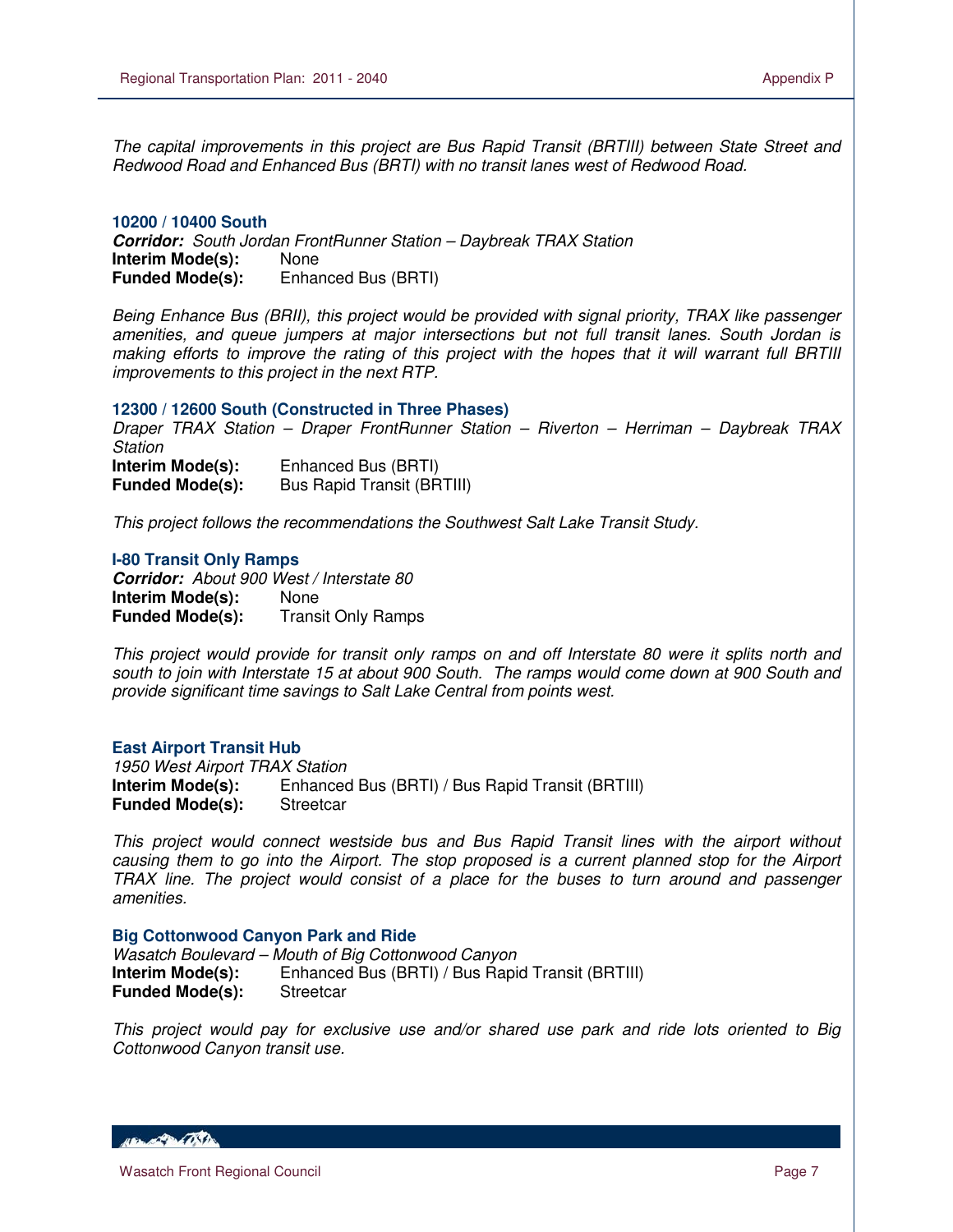*The capital improvements in this project are Bus Rapid Transit (BRTIII) between State Street and Redwood Road and Enhanced Bus (BRTI) with no transit lanes west of Redwood Road.*

### 10200 / 10400 South

***Corridor:*** *South Jordan FrontRunner Station – Daybreak TRAX Station*
**Interim Mode(s):** None
**Funded Mode(s):** Enhanced Bus (BRTI)

*Being Enhance Bus (BRII), this project would be provided with signal priority, TRAX like passenger amenities, and queue jumpers at major intersections but not full transit lanes. South Jordan is making efforts to improve the rating of this project with the hopes that it will warrant full BRTIII improvements to this project in the next RTP.*

### 12300 / 12600 South (Constructed in Three Phases)

*Draper TRAX Station – Draper FrontRunner Station – Riverton – Herriman – Daybreak TRAX Station*
**Interim Mode(s):** Enhanced Bus (BRTI)
**Funded Mode(s):** Bus Rapid Transit (BRTIII)

*This project follows the recommendations the Southwest Salt Lake Transit Study.*

### I-80 Transit Only Ramps

***Corridor:*** *About 900 West / Interstate 80*
**Interim Mode(s):** None
**Funded Mode(s):** Transit Only Ramps

*This project would provide for transit only ramps on and off Interstate 80 were it splits north and south to join with Interstate 15 at about 900 South. The ramps would come down at 900 South and provide significant time savings to Salt Lake Central from points west.*

### East Airport Transit Hub

*1950 West Airport TRAX Station*
**Interim Mode(s):** Enhanced Bus (BRTI) / Bus Rapid Transit (BRTIII)
**Funded Mode(s):** Streetcar

*This project would connect westside bus and Bus Rapid Transit lines with the airport without causing them to go into the Airport. The stop proposed is a current planned stop for the Airport TRAX line. The project would consist of a place for the buses to turn around and passenger amenities.*

### Big Cottonwood Canyon Park and Ride

*Wasatch Boulevard – Mouth of Big Cottonwood Canyon*
**Interim Mode(s):** Enhanced Bus (BRTI) / Bus Rapid Transit (BRTIII)
**Funded Mode(s):** Streetcar

*This project would pay for exclusive use and/or shared use park and ride lots oriented to Big Cottonwood Canyon transit use.*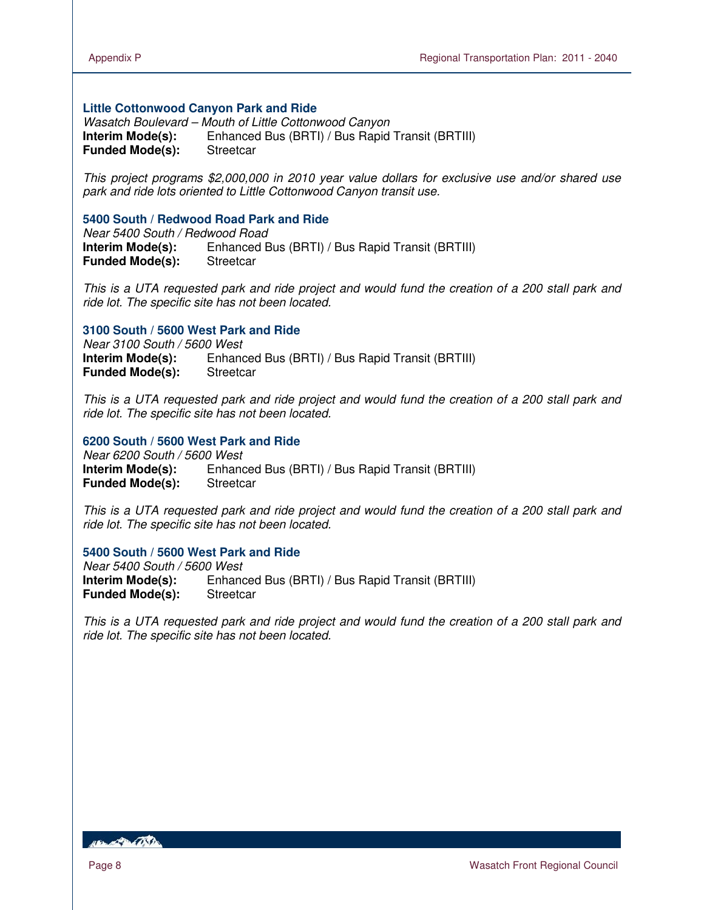### Little Cottonwood Canyon Park and Ride

*Wasatch Boulevard – Mouth of Little Cottonwood Canyon*
**Interim Mode(s):** Enhanced Bus (BRTI) / Bus Rapid Transit (BRTIII)
**Funded Mode(s):** Streetcar

*This project programs $2,000,000 in 2010 year value dollars for exclusive use and/or shared use park and ride lots oriented to Little Cottonwood Canyon transit use.*

### 5400 South / Redwood Road Park and Ride

*Near 5400 South / Redwood Road*
**Interim Mode(s):** Enhanced Bus (BRTI) / Bus Rapid Transit (BRTIII)
**Funded Mode(s):** Streetcar

*This is a UTA requested park and ride project and would fund the creation of a 200 stall park and ride lot. The specific site has not been located.*

### 3100 South / 5600 West Park and Ride

*Near 3100 South / 5600 West*
**Interim Mode(s):** Enhanced Bus (BRTI) / Bus Rapid Transit (BRTIII)
**Funded Mode(s):** Streetcar

*This is a UTA requested park and ride project and would fund the creation of a 200 stall park and ride lot. The specific site has not been located.*

### 6200 South / 5600 West Park and Ride

*Near 6200 South / 5600 West*
**Interim Mode(s):** Enhanced Bus (BRTI) / Bus Rapid Transit (BRTIII)
**Funded Mode(s):** Streetcar

*This is a UTA requested park and ride project and would fund the creation of a 200 stall park and ride lot. The specific site has not been located.*

### 5400 South / 5600 West Park and Ride

*Near 5400 South / 5600 West*
**Interim Mode(s):** Enhanced Bus (BRTI) / Bus Rapid Transit (BRTIII)
**Funded Mode(s):** Streetcar

*This is a UTA requested park and ride project and would fund the creation of a 200 stall park and ride lot. The specific site has not been located.*